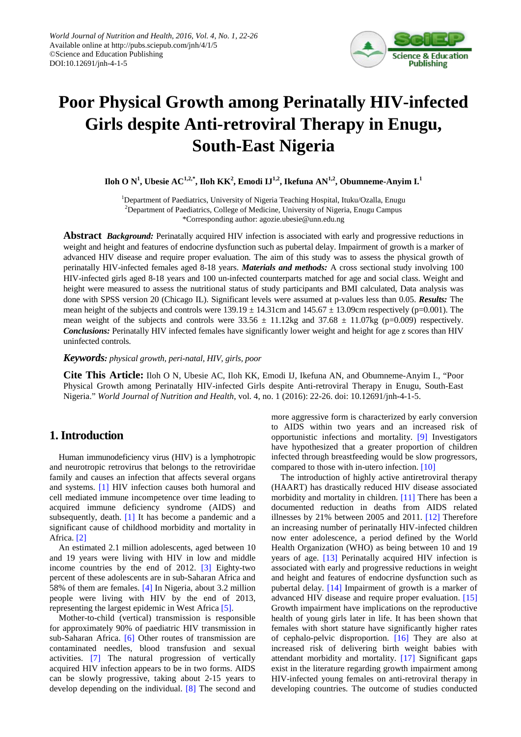# Poor Physical Growth among Perinatally HIV-infected Girls despite Anti-retroviral Therapy in Enugu, South-East Nigeria

**Iloh O N[1], Ubesie AC[1,2,*], Iloh KK[2], Emodi IJ[1,2], Ikefuna AN[1,2], Obumneme-Anyim I.[1]**

[1]Department of Paediatrics, University of Nigeria Teaching Hospital, Ituku/Ozalla, Enugu
[2]Department of Paediatrics, College of Medicine, University of Nigeria, Enugu Campus
*Corresponding author: agozie.ubesie@unn.edu.ng

**Abstract** ***Background:*** Perinatally acquired HIV infection is associated with early and progressive reductions in weight and height and features of endocrine dysfunction such as pubertal delay. Impairment of growth is a marker of advanced HIV disease and require proper evaluation. The aim of this study was to assess the physical growth of perinatally HIV-infected females aged 8-18 years. ***Materials and methods:*** A cross sectional study involving 100 HIV-infected girls aged 8-18 years and 100 un-infected counterparts matched for age and social class. Weight and height were measured to assess the nutritional status of study participants and BMI calculated, Data analysis was done with SPSS version 20 (Chicago IL). Significant levels were assumed at p-values less than 0.05. ***Results:*** The mean height of the subjects and controls were 139.19 ± 14.31cm and 145.67 ± 13.09cm respectively (p=0.001). The mean weight of the subjects and controls were 33.56 ± 11.12kg and 37.68 ± 11.07kg (p=0.009) respectively. ***Conclusions:*** Perinatally HIV infected females have significantly lower weight and height for age z scores than HIV uninfected controls.

***Keywords:*** *physical growth, peri-natal, HIV, girls, poor*

**Cite This Article:** Iloh O N, Ubesie AC, Iloh KK, Emodi IJ, Ikefuna AN, and Obumneme-Anyim I., "Poor Physical Growth among Perinatally HIV-infected Girls despite Anti-retroviral Therapy in Enugu, South-East Nigeria." *World Journal of Nutrition and Health*, vol. 4, no. 1 (2016): 22-26. doi: 10.12691/jnh-4-1-5.

## 1. Introduction

Human immunodeficiency virus (HIV) is a lymphotropic and neurotropic retrovirus that belongs to the retroviridae family and causes an infection that affects several organs and systems. [1] HIV infection causes both humoral and cell mediated immune incompetence over time leading to acquired immune deficiency syndrome (AIDS) and subsequently, death. [1] It has become a pandemic and a significant cause of childhood morbidity and mortality in Africa. [2]

An estimated 2.1 million adolescents, aged between 10 and 19 years were living with HIV in low and middle income countries by the end of 2012. [3] Eighty-two percent of these adolescents are in sub-Saharan Africa and 58% of them are females. [4] In Nigeria, about 3.2 million people were living with HIV by the end of 2013, representing the largest epidemic in West Africa [5].

Mother-to-child (vertical) transmission is responsible for approximately 90% of paediatric HIV transmission in sub-Saharan Africa. [6] Other routes of transmission are contaminated needles, blood transfusion and sexual activities. [7] The natural progression of vertically acquired HIV infection appears to be in two forms. AIDS can be slowly progressive, taking about 2-15 years to develop depending on the individual. [8] The second and more aggressive form is characterized by early conversion to AIDS within two years and an increased risk of opportunistic infections and mortality. [9] Investigators have hypothesized that a greater proportion of children infected through breastfeeding would be slow progressors, compared to those with in-utero infection. [10]

The introduction of highly active antiretroviral therapy (HAART) has drastically reduced HIV disease associated morbidity and mortality in children. [11] There has been a documented reduction in deaths from AIDS related illnesses by 21% between 2005 and 2011. [12] Therefore an increasing number of perinatally HIV-infected children now enter adolescence, a period defined by the World Health Organization (WHO) as being between 10 and 19 years of age. [13] Perinatally acquired HIV infection is associated with early and progressive reductions in weight and height and features of endocrine dysfunction such as pubertal delay. [14] Impairment of growth is a marker of advanced HIV disease and require proper evaluation. [15] Growth impairment have implications on the reproductive health of young girls later in life. It has been shown that females with short stature have significantly higher rates of cephalo-pelvic disproportion. [16] They are also at increased risk of delivering birth weight babies with attendant morbidity and mortality. [17] Significant gaps exist in the literature regarding growth impairment among HIV-infected young females on anti-retroviral therapy in developing countries. The outcome of studies conducted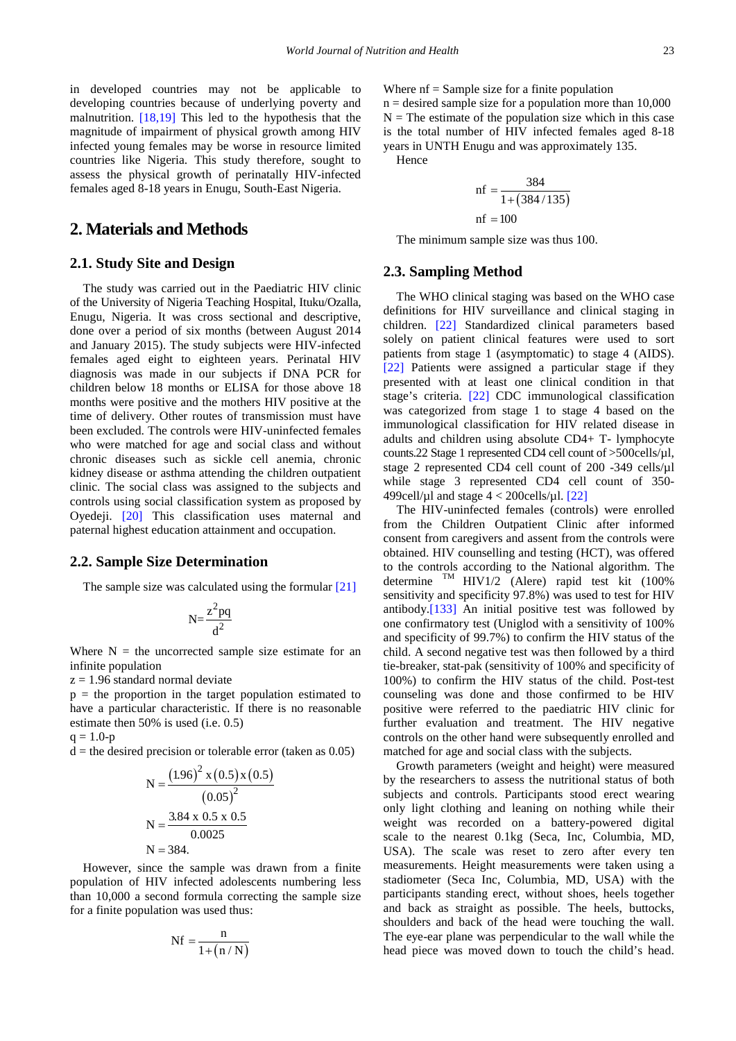in developed countries may not be applicable to developing countries because of underlying poverty and malnutrition. [18,19] This led to the hypothesis that the magnitude of impairment of physical growth among HIV infected young females may be worse in resource limited countries like Nigeria. This study therefore, sought to assess the physical growth of perinatally HIV-infected females aged 8-18 years in Enugu, South-East Nigeria.

## 2. Materials and Methods

### 2.1. Study Site and Design

The study was carried out in the Paediatric HIV clinic of the University of Nigeria Teaching Hospital, Ituku/Ozalla, Enugu, Nigeria. It was cross sectional and descriptive, done over a period of six months (between August 2014 and January 2015). The study subjects were HIV-infected females aged eight to eighteen years. Perinatal HIV diagnosis was made in our subjects if DNA PCR for children below 18 months or ELISA for those above 18 months were positive and the mothers HIV positive at the time of delivery. Other routes of transmission must have been excluded. The controls were HIV-uninfected females who were matched for age and social class and without chronic diseases such as sickle cell anemia, chronic kidney disease or asthma attending the children outpatient clinic. The social class was assigned to the subjects and controls using social classification system as proposed by Oyedeji. [20] This classification uses maternal and paternal highest education attainment and occupation.

### 2.2. Sample Size Determination

The sample size was calculated using the formula [21]

$$N = \frac{z^2 pq}{d^2}$$

Where N = the uncorrected sample size estimate for an infinite population

z = 1.96 standard normal deviate

p = the proportion in the target population estimated to have a particular characteristic. If there is no reasonable estimate then 50% is used (i.e. 0.5)

q = 1.0-p

d = the desired precision or tolerable error (taken as 0.05)

$$N = \frac{(1.96)^2 \text{ x } (0.5) \text{ x } (0.5)}{(0.05)^2}$$

$$N = \frac{3.84 \text{ x } 0.5 \text{ x } 0.5}{0.0025}$$

$$N = 384.$$

However, since the sample was drawn from a finite population of HIV infected adolescents numbering less than 10,000 a second formula correcting the sample size for a finite population was used thus:

$$Nf = \frac{n}{1 + (n / N)}$$

Where nf = Sample size for a finite population

n = desired sample size for a population more than 10,000

N = The estimate of the population size which in this case is the total number of HIV infected females aged 8-18 years in UNTH Enugu and was approximately 135.

Hence

$$nf = \frac{384}{1 + (384 / 135)}$$

$$nf = 100$$

The minimum sample size was thus 100.

### 2.3. Sampling Method

The WHO clinical staging was based on the WHO case definitions for HIV surveillance and clinical staging in children. [22] Standardized clinical parameters based solely on patient clinical features were used to sort patients from stage 1 (asymptomatic) to stage 4 (AIDS). [22] Patients were assigned a particular stage if they presented with at least one clinical condition in that stage's criteria. [22] CDC immunological classification was categorized from stage 1 to stage 4 based on the immunological classification for HIV related disease in adults and children using absolute CD4+ T- lymphocyte counts.22 Stage 1 represented CD4 cell count of >500cells/µl, stage 2 represented CD4 cell count of 200 -349 cells/µl while stage 3 represented CD4 cell count of 350-499cell/µl and stage 4 < 200cells/µl. [22]

The HIV-uninfected females (controls) were enrolled from the Children Outpatient Clinic after informed consent from caregivers and assent from the controls were obtained. HIV counselling and testing (HCT), was offered to the controls according to the National algorithm. The determine ™ HIV1/2 (Alere) rapid test kit (100% sensitivity and specificity 97.8%) was used to test for HIV antibody.[133] An initial positive test was followed by one confirmatory test (Uniglod with a sensitivity of 100% and specificity of 99.7%) to confirm the HIV status of the child. A second negative test was then followed by a third tie-breaker, stat-pak (sensitivity of 100% and specificity of 100%) to confirm the HIV status of the child. Post-test counseling was done and those confirmed to be HIV positive were referred to the paediatric HIV clinic for further evaluation and treatment. The HIV negative controls on the other hand were subsequently enrolled and matched for age and social class with the subjects.

Growth parameters (weight and height) were measured by the researchers to assess the nutritional status of both subjects and controls. Participants stood erect wearing only light clothing and leaning on nothing while their weight was recorded on a battery-powered digital scale to the nearest 0.1kg (Seca, Inc, Columbia, MD, USA). The scale was reset to zero after every ten measurements. Height measurements were taken using a stadiometer (Seca Inc, Columbia, MD, USA) with the participants standing erect, without shoes, heels together and back as straight as possible. The heels, buttocks, shoulders and back of the head were touching the wall. The eye-ear plane was perpendicular to the wall while the head piece was moved down to touch the child's head.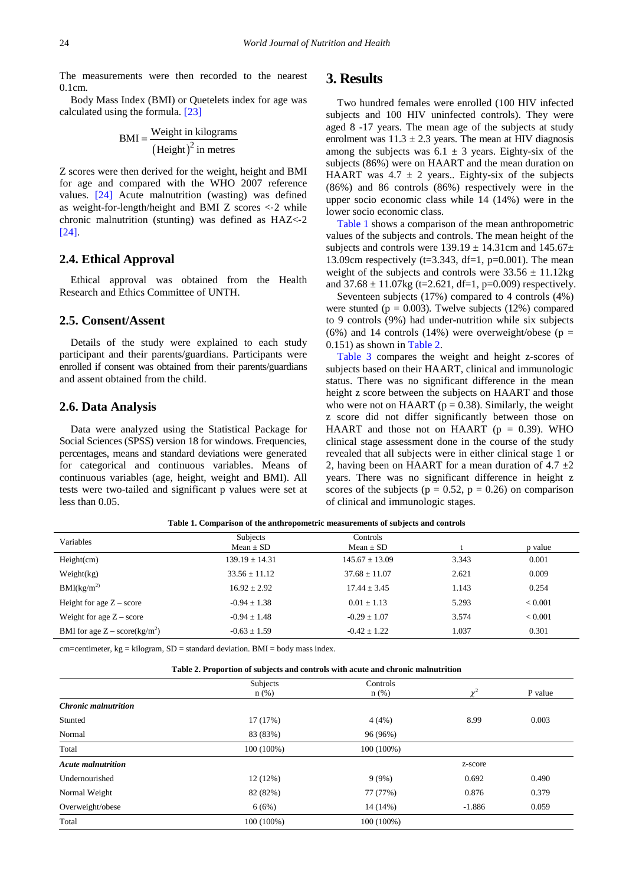The measurements were then recorded to the nearest 0.1cm.

Body Mass Index (BMI) or Quetelets index for age was calculated using the formula. [23]

$$\text{BMI} = \frac{\text{Weight in kilograms}}{(\text{Height})^2 \text{ in metres}}$$

Z scores were then derived for the weight, height and BMI for age and compared with the WHO 2007 reference values. [24] Acute malnutrition (wasting) was defined as weight-for-length/height and BMI Z scores <-2 while chronic malnutrition (stunting) was defined as HAZ<-2 [24].

### 2.4. Ethical Approval

Ethical approval was obtained from the Health Research and Ethics Committee of UNTH.

### 2.5. Consent/Assent

Details of the study were explained to each study participant and their parents/guardians. Participants were enrolled if consent was obtained from their parents/guardians and assent obtained from the child.

### 2.6. Data Analysis

Data were analyzed using the Statistical Package for Social Sciences (SPSS) version 18 for windows. Frequencies, percentages, means and standard deviations were generated for categorical and continuous variables. Means of continuous variables (age, height, weight and BMI). All tests were two-tailed and significant p values were set at less than 0.05.

## 3. Results

Two hundred females were enrolled (100 HIV infected subjects and 100 HIV uninfected controls). They were aged 8 -17 years. The mean age of the subjects at study enrolment was 11.3 ± 2.3 years. The mean at HIV diagnosis among the subjects was 6.1 ± 3 years. Eighty-six of the subjects (86%) were on HAART and the mean duration on HAART was 4.7 ± 2 years.. Eighty-six of the subjects (86%) and 86 controls (86%) respectively were in the upper socio economic class while 14 (14%) were in the lower socio economic class.

Table 1 shows a comparison of the mean anthropometric values of the subjects and controls. The mean height of the subjects and controls were 139.19 ± 14.31cm and 145.67± 13.09cm respectively (t=3.343, df=1, p=0.001). The mean weight of the subjects and controls were 33.56 ± 11.12kg and 37.68 ± 11.07kg (t=2.621, df=1, p=0.009) respectively.

Seventeen subjects (17%) compared to 4 controls (4%) were stunted (p = 0.003). Twelve subjects (12%) compared to 9 controls (9%) had under-nutrition while six subjects (6%) and 14 controls (14%) were overweight/obese (p = 0.151) as shown in Table 2.

Table 3 compares the weight and height z-scores of subjects based on their HAART, clinical and immunologic status. There was no significant difference in the mean height z score between the subjects on HAART and those who were not on HAART (p = 0.38). Similarly, the weight z score did not differ significantly between those on HAART and those not on HAART (p = 0.39). WHO clinical stage assessment done in the course of the study revealed that all subjects were in either clinical stage 1 or 2, having been on HAART for a mean duration of 4.7 ±2 years. There was no significant difference in height z scores of the subjects (p = 0.52, p = 0.26) on comparison of clinical and immunologic stages.

**Table 1. Comparison of the anthropometric measurements of subjects and controls**

| Variables | Subjects Mean ± SD | Controls Mean ± SD | t | p value |
|---|---|---|---|---|
| Height(cm) | 139.19 ± 14.31 | 145.67 ± 13.09 | 3.343 | 0.001 |
| Weight(kg) | 33.56 ± 11.12 | 37.68 ± 11.07 | 2.621 | 0.009 |
| BMI($kg/m^2$) | 16.92 ± 2.92 | 17.44 ± 3.45 | 1.143 | 0.254 |
| Height for age Z – score | -0.94 ± 1.38 | 0.01 ± 1.13 | 5.293 | < 0.001 |
| Weight for age Z – score | -0.94 ± 1.48 | -0.29 ± 1.07 | 3.574 | < 0.001 |
| BMI for age Z – score($kg/m^2$) | -0.63 ± 1.59 | -0.42 ± 1.22 | 1.037 | 0.301 |

cm=centimeter, kg = kilogram, SD = standard deviation. BMI = body mass index.

**Table 2. Proportion of subjects and controls with acute and chronic malnutrition**

| | Subjects n (%) | Controls n (%) | $\chi^2$ | P value |
|---|---|---|---|---|
| ***Chronic malnutrition*** | | | | |
| Stunted | 17 (17%) | 4 (4%) | 8.99 | 0.003 |
| Normal | 83 (83%) | 96 (96%) | | |
| Total | 100 (100%) | 100 (100%) | | |
| ***Acute malnutrition*** | | | z-score | |
| Undernourished | 12 (12%) | 9 (9%) | 0.692 | 0.490 |
| Normal Weight | 82 (82%) | 77 (77%) | 0.876 | 0.379 |
| Overweight/obese | 6 (6%) | 14 (14%) | -1.886 | 0.059 |
| Total | 100 (100%) | 100 (100%) | | |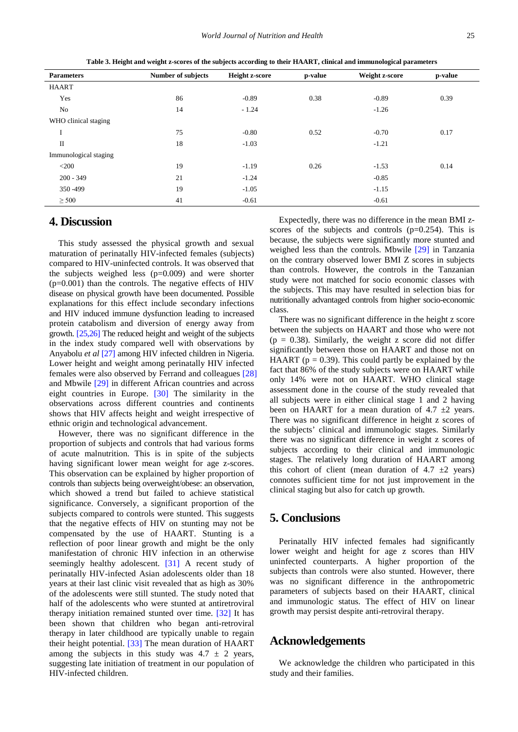**Table 3. Height and weight z-scores of the subjects according to their HAART, clinical and immunological parameters**

| Parameters | Number of subjects | Height z-score | p-value | Weight z-score | p-value |
|---|---|---|---|---|---|
| HAART | | | | | |
| Yes | 86 | -0.89 | 0.38 | -0.89 | 0.39 |
| No | 14 | - 1.24 | | -1.26 | |
| WHO clinical staging | | | | | |
| I | 75 | -0.80 | 0.52 | -0.70 | 0.17 |
| II | 18 | -1.03 | | -1.21 | |
| Immunological staging | | | | | |
| <200 | 19 | -1.19 | 0.26 | -1.53 | 0.14 |
| 200 - 349 | 21 | -1.24 | | -0.85 | |
| 350 -499 | 19 | -1.05 | | -1.15 | |
| ≥ 500 | 41 | -0.61 | | -0.61 | |

## 4. Discussion

This study assessed the physical growth and sexual maturation of perinatally HIV-infected females (subjects) compared to HIV-uninfected controls. It was observed that the subjects weighed less (p=0.009) and were shorter (p=0.001) than the controls. The negative effects of HIV disease on physical growth have been documented. Possible explanations for this effect include secondary infections and HIV induced immune dysfunction leading to increased protein catabolism and diversion of energy away from growth. [25,26] The reduced height and weight of the subjects in the index study compared well with observations by Anyabolu *et al* [27] among HIV infected children in Nigeria. Lower height and weight among perinatally HIV infected females were also observed by Ferrand and colleagues [28] and Mbwile [29] in different African countries and across eight countries in Europe. [30] The similarity in the observations across different countries and continents shows that HIV affects height and weight irrespective of ethnic origin and technological advancement.

However, there was no significant difference in the proportion of subjects and controls that had various forms of acute malnutrition. This is in spite of the subjects having significant lower mean weight for age z-scores. This observation can be explained by higher proportion of controls than subjects being overweight/obese: an observation, which showed a trend but failed to achieve statistical significance. Conversely, a significant proportion of the subjects compared to controls were stunted. This suggests that the negative effects of HIV on stunting may not be compensated by the use of HAART. Stunting is a reflection of poor linear growth and might be the only manifestation of chronic HIV infection in an otherwise seemingly healthy adolescent. [31] A recent study of perinatally HIV-infected Asian adolescents older than 18 years at their last clinic visit revealed that as high as 30% of the adolescents were still stunted. The study noted that half of the adolescents who were stunted at antiretroviral therapy initiation remained stunted over time. [32] It has been shown that children who began anti-retroviral therapy in later childhood are typically unable to regain their height potential. [33] The mean duration of HAART among the subjects in this study was 4.7 ± 2 years, suggesting late initiation of treatment in our population of HIV-infected children.

Expectedly, there was no difference in the mean BMI z-scores of the subjects and controls (p=0.254). This is because, the subjects were significantly more stunted and weighed less than the controls. Mbwile [29] in Tanzania on the contrary observed lower BMI Z scores in subjects than controls. However, the controls in the Tanzanian study were not matched for socio economic classes with the subjects. This may have resulted in selection bias for nutritionally advantaged controls from higher socio-economic class.

There was no significant difference in the height z score between the subjects on HAART and those who were not (p = 0.38). Similarly, the weight z score did not differ significantly between those on HAART and those not on HAART (p = 0.39). This could partly be explained by the fact that 86% of the study subjects were on HAART while only 14% were not on HAART. WHO clinical stage assessment done in the course of the study revealed that all subjects were in either clinical stage 1 and 2 having been on HAART for a mean duration of 4.7 ±2 years. There was no significant difference in height z scores of the subjects' clinical and immunologic stages. Similarly there was no significant difference in weight z scores of subjects according to their clinical and immunologic stages. The relatively long duration of HAART among this cohort of client (mean duration of 4.7 ±2 years) connotes sufficient time for not just improvement in the clinical staging but also for catch up growth.

## 5. Conclusions

Perinatally HIV infected females had significantly lower weight and height for age z scores than HIV uninfected counterparts. A higher proportion of the subjects than controls were also stunted. However, there was no significant difference in the anthropometric parameters of subjects based on their HAART, clinical and immunologic status. The effect of HIV on linear growth may persist despite anti-retroviral therapy.

## Acknowledgements

We acknowledge the children who participated in this study and their families.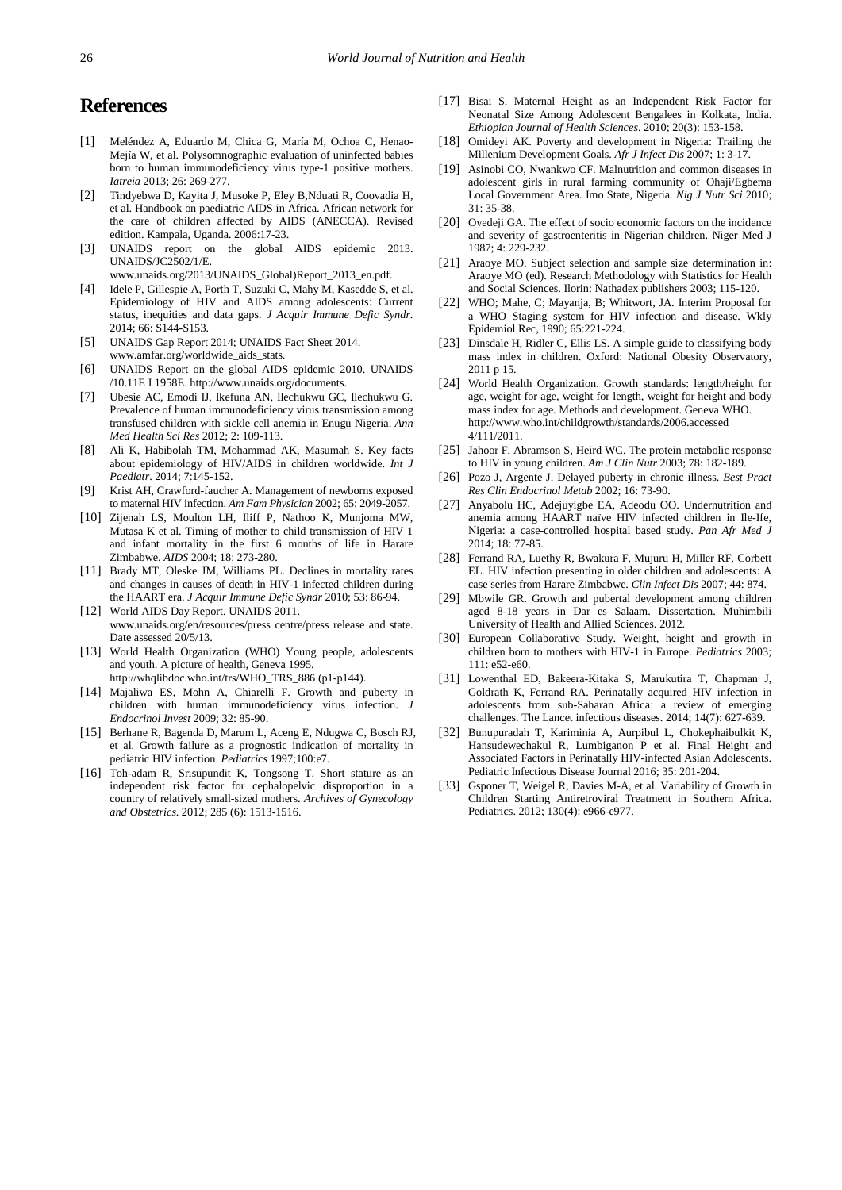## References

[1] Meléndez A, Eduardo M, Chica G, María M, Ochoa C, Henao-Mejía W, et al. Polysomnographic evaluation of uninfected babies born to human immunodeficiency virus type-1 positive mothers. *Iatreia* 2013; 26: 269-277.

[2] Tindyebwa D, Kayita J, Musoke P, Eley B,Nduati R, Coovadia H, et al. Handbook on paediatric AIDS in Africa. African network for the care of children affected by AIDS (ANECCA). Revised edition. Kampala, Uganda. 2006:17-23.

[3] UNAIDS report on the global AIDS epidemic 2013. UNAIDS/JC2502/1/E. www.unaids.org/2013/UNAIDS_Global)Report_2013_en.pdf.

[4] Idele P, Gillespie A, Porth T, Suzuki C, Mahy M, Kasedde S, et al. Epidemiology of HIV and AIDS among adolescents: Current status, inequities and data gaps. *J Acquir Immune Defic Syndr.* 2014; 66: S144-S153.

[5] UNAIDS Gap Report 2014; UNAIDS Fact Sheet 2014. www.amfar.org/worldwide_aids_stats.

[6] UNAIDS Report on the global AIDS epidemic 2010. UNAIDS /10.11E I 1958E. http://www.unaids.org/documents.

[7] Ubesie AC, Emodi IJ, Ikefuna AN, Ilechukwu GC, Ilechukwu G. Prevalence of human immunodeficiency virus transmission among transfused children with sickle cell anemia in Enugu Nigeria. *Ann Med Health Sci Res* 2012; 2: 109-113.

[8] Ali K, Habibolah TM, Mohammad AK, Masumah S. Key facts about epidemiology of HIV/AIDS in children worldwide. *Int J Paediatr*. 2014; 7:145-152.

[9] Krist AH, Crawford-faucher A. Management of newborns exposed to maternal HIV infection. *Am Fam Physician* 2002; 65: 2049-2057.

[10] Zijenah LS, Moulton LH, Iliff P, Nathoo K, Munjoma MW, Mutasa K et al. Timing of mother to child transmission of HIV 1 and infant mortality in the first 6 months of life in Harare Zimbabwe. *AIDS* 2004; 18: 273-280.

[11] Brady MT, Oleske JM, Williams PL. Declines in mortality rates and changes in causes of death in HIV-1 infected children during the HAART era. *J Acquir Immune Defic Syndr* 2010; 53: 86-94.

[12] World AIDS Day Report. UNAIDS 2011. www.unaids.org/en/resources/press centre/press release and state. Date assessed 20/5/13.

[13] World Health Organization (WHO) Young people, adolescents and youth. A picture of health, Geneva 1995. http://whqlibdoc.who.int/trs/WHO_TRS_886 (p1-p144).

[14] Majaliwa ES, Mohn A, Chiarelli F. Growth and puberty in children with human immunodeficiency virus infection. *J Endocrinol Invest* 2009; 32: 85-90.

[15] Berhane R, Bagenda D, Marum L, Aceng E, Ndugwa C, Bosch RJ, et al. Growth failure as a prognostic indication of mortality in pediatric HIV infection. *Pediatrics* 1997;100:e7.

[16] Toh-adam R, Srisupundit K, Tongsong T. Short stature as an independent risk factor for cephalopelvic disproportion in a country of relatively small-sized mothers. *Archives of Gynecology and Obstetrics.* 2012; 285 (6): 1513-1516.

[17] Bisai S. Maternal Height as an Independent Risk Factor for Neonatal Size Among Adolescent Bengalees in Kolkata, India. *Ethiopian Journal of Health Sciences*. 2010; 20(3): 153-158.

[18] Omideyi AK. Poverty and development in Nigeria: Trailing the Millenium Development Goals. *Afr J Infect Dis* 2007; 1: 3-17.

[19] Asinobi CO, Nwankwo CF. Malnutrition and common diseases in adolescent girls in rural farming community of Ohaji/Egbema Local Government Area. Imo State, Nigeria. *Nig J Nutr Sci* 2010; 31: 35-38.

[20] Oyedeji GA. The effect of socio economic factors on the incidence and severity of gastroenteritis in Nigerian children. Niger Med J 1987; 4: 229-232.

[21] Araoye MO. Subject selection and sample size determination in: Araoye MO (ed). Research Methodology with Statistics for Health and Social Sciences. Ilorin: Nathadex publishers 2003; 115-120.

[22] WHO; Mahe, C; Mayanja, B; Whitwort, JA. Interim Proposal for a WHO Staging system for HIV infection and disease. Wkly Epidemiol Rec, 1990; 65:221-224.

[23] Dinsdale H, Ridler C, Ellis LS. A simple guide to classifying body mass index in children. Oxford: National Obesity Observatory, 2011 p 15.

[24] World Health Organization. Growth standards: length/height for age, weight for age, weight for length, weight for height and body mass index for age. Methods and development. Geneva WHO. http://www.who.int/childgrowth/standards/2006.accessed 4/111/2011.

[25] Jahoor F, Abramson S, Heird WC. The protein metabolic response to HIV in young children. *Am J Clin Nutr* 2003; 78: 182-189.

[26] Pozo J, Argente J. Delayed puberty in chronic illness. *Best Pract Res Clin Endocrinol Metab* 2002; 16: 73-90.

[27] Anyabolu HC, Adejuyigbe EA, Adeodu OO. Undernutrition and anemia among HAART naïve HIV infected children in Ile-Ife, Nigeria: a case-controlled hospital based study. *Pan Afr Med J* 2014; 18: 77-85.

[28] Ferrand RA, Luethy R, Bwakura F, Mujuru H, Miller RF, Corbett EL. HIV infection presenting in older children and adolescents: A case series from Harare Zimbabwe. *Clin Infect Dis* 2007; 44: 874.

[29] Mbwile GR. Growth and pubertal development among children aged 8-18 years in Dar es Salaam. Dissertation. Muhimbili University of Health and Allied Sciences. 2012.

[30] European Collaborative Study. Weight, height and growth in children born to mothers with HIV-1 in Europe. *Pediatrics* 2003; 111: e52-e60.

[31] Lowenthal ED, Bakeera-Kitaka S, Marukutira T, Chapman J, Goldrath K, Ferrand RA. Perinatally acquired HIV infection in adolescents from sub-Saharan Africa: a review of emerging challenges. The Lancet infectious diseases. 2014; 14(7): 627-639.

[32] Bunupuradah T, Kariminia A, Aurpibul L, Chokephaibulkit K, Hansudewechakul R, Lumbiganon P et al. Final Height and Associated Factors in Perinatally HIV-infected Asian Adolescents. Pediatric Infectious Disease Journal 2016; 35: 201-204.

[33] Gsponer T, Weigel R, Davies M-A, et al. Variability of Growth in Children Starting Antiretroviral Treatment in Southern Africa. Pediatrics. 2012; 130(4): e966-e977.